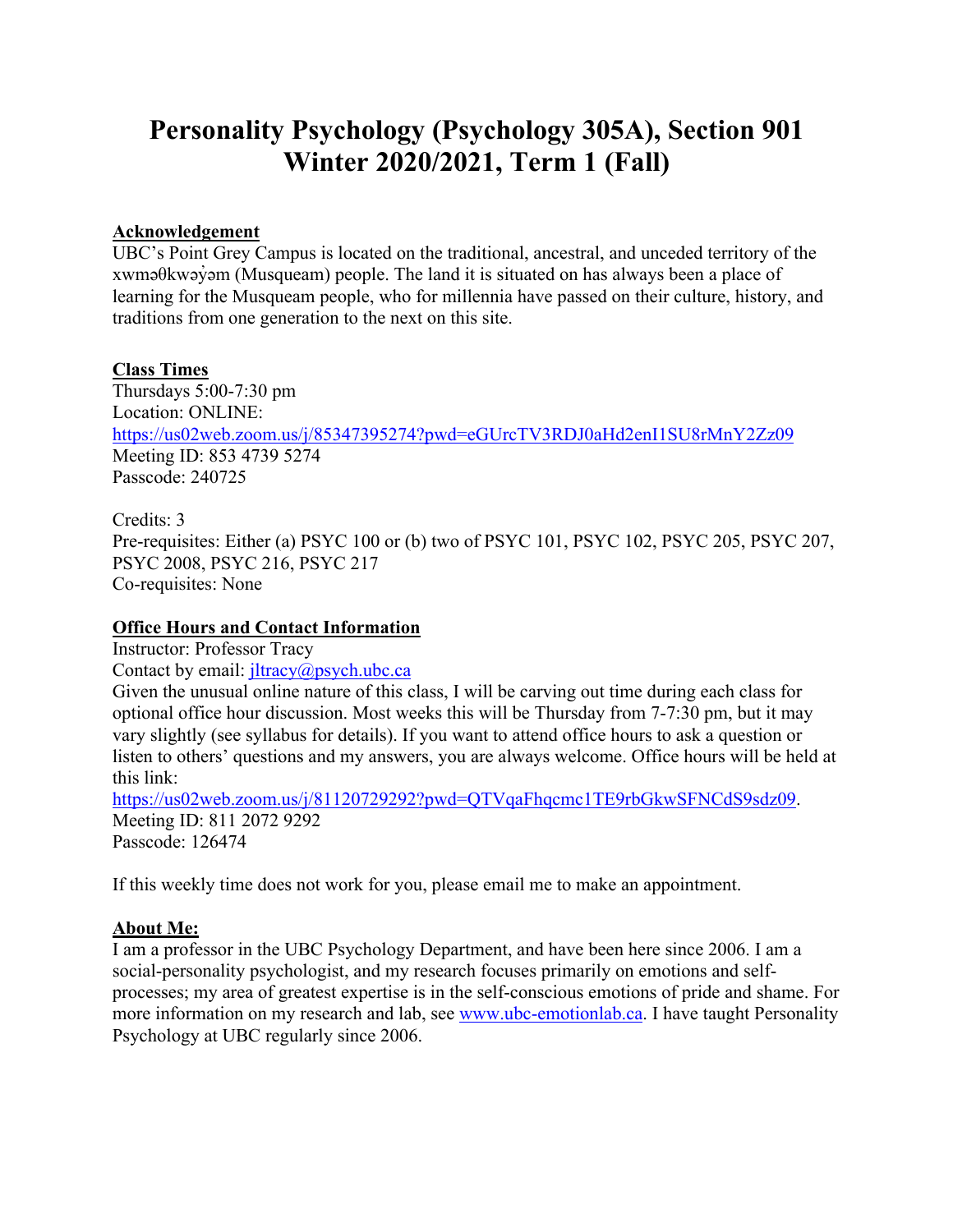# Personality Psychology (Psychology 305A), Section 901
# Winter 2020/2021, Term 1 (Fall)

## Acknowledgement

UBC's Point Grey Campus is located on the traditional, ancestral, and unceded territory of the xwməθkwəy̓əm (Musqueam) people. The land it is situated on has always been a place of learning for the Musqueam people, who for millennia have passed on their culture, history, and traditions from one generation to the next on this site.

## Class Times

Thursdays 5:00-7:30 pm
Location: ONLINE:
https://us02web.zoom.us/j/85347395274?pwd=eGUrcTV3RDJ0aHd2enI1SU8rMnY2Zz09
Meeting ID: 853 4739 5274
Passcode: 240725

Credits: 3
Pre-requisites: Either (a) PSYC 100 or (b) two of PSYC 101, PSYC 102, PSYC 205, PSYC 207, PSYC 2008, PSYC 216, PSYC 217
Co-requisites: None

## Office Hours and Contact Information

Instructor: Professor Tracy
Contact by email: jltracy@psych.ubc.ca
Given the unusual online nature of this class, I will be carving out time during each class for optional office hour discussion. Most weeks this will be Thursday from 7-7:30 pm, but it may vary slightly (see syllabus for details). If you want to attend office hours to ask a question or listen to others' questions and my answers, you are always welcome. Office hours will be held at this link:
https://us02web.zoom.us/j/81120729292?pwd=QTVqaFhqcmc1TE9rbGkwSFNCdS9sdz09.
Meeting ID: 811 2072 9292
Passcode: 126474

If this weekly time does not work for you, please email me to make an appointment.

## About Me:

I am a professor in the UBC Psychology Department, and have been here since 2006. I am a social-personality psychologist, and my research focuses primarily on emotions and self-processes; my area of greatest expertise is in the self-conscious emotions of pride and shame. For more information on my research and lab, see www.ubc-emotionlab.ca. I have taught Personality Psychology at UBC regularly since 2006.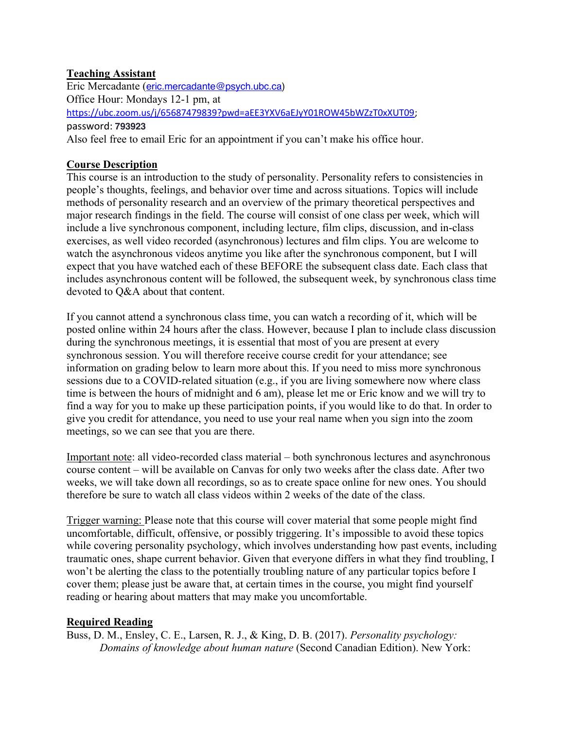**Teaching Assistant**

Eric Mercadante (eric.mercadante@psych.ubc.ca)

Office Hour: Mondays 12-1 pm, at https://ubc.zoom.us/j/65687479839?pwd=aEE3YXV6aEJyY01ROW45bWZzT0xXUT09; password: **793923**

Also feel free to email Eric for an appointment if you can't make his office hour.

**Course Description**

This course is an introduction to the study of personality. Personality refers to consistencies in people's thoughts, feelings, and behavior over time and across situations. Topics will include methods of personality research and an overview of the primary theoretical perspectives and major research findings in the field. The course will consist of one class per week, which will include a live synchronous component, including lecture, film clips, discussion, and in-class exercises, as well video recorded (asynchronous) lectures and film clips. You are welcome to watch the asynchronous videos anytime you like after the synchronous component, but I will expect that you have watched each of these BEFORE the subsequent class date. Each class that includes asynchronous content will be followed, the subsequent week, by synchronous class time devoted to Q&A about that content.

If you cannot attend a synchronous class time, you can watch a recording of it, which will be posted online within 24 hours after the class. However, because I plan to include class discussion during the synchronous meetings, it is essential that most of you are present at every synchronous session. You will therefore receive course credit for your attendance; see information on grading below to learn more about this. If you need to miss more synchronous sessions due to a COVID-related situation (e.g., if you are living somewhere now where class time is between the hours of midnight and 6 am), please let me or Eric know and we will try to find a way for you to make up these participation points, if you would like to do that. In order to give you credit for attendance, you need to use your real name when you sign into the zoom meetings, so we can see that you are there.

Important note: all video-recorded class material – both synchronous lectures and asynchronous course content – will be available on Canvas for only two weeks after the class date. After two weeks, we will take down all recordings, so as to create space online for new ones. You should therefore be sure to watch all class videos within 2 weeks of the date of the class.

Trigger warning: Please note that this course will cover material that some people might find uncomfortable, difficult, offensive, or possibly triggering. It's impossible to avoid these topics while covering personality psychology, which involves understanding how past events, including traumatic ones, shape current behavior. Given that everyone differs in what they find troubling, I won't be alerting the class to the potentially troubling nature of any particular topics before I cover them; please just be aware that, at certain times in the course, you might find yourself reading or hearing about matters that may make you uncomfortable.

**Required Reading**

Buss, D. M., Ensley, C. E., Larsen, R. J., & King, D. B. (2017). *Personality psychology: Domains of knowledge about human nature* (Second Canadian Edition). New York: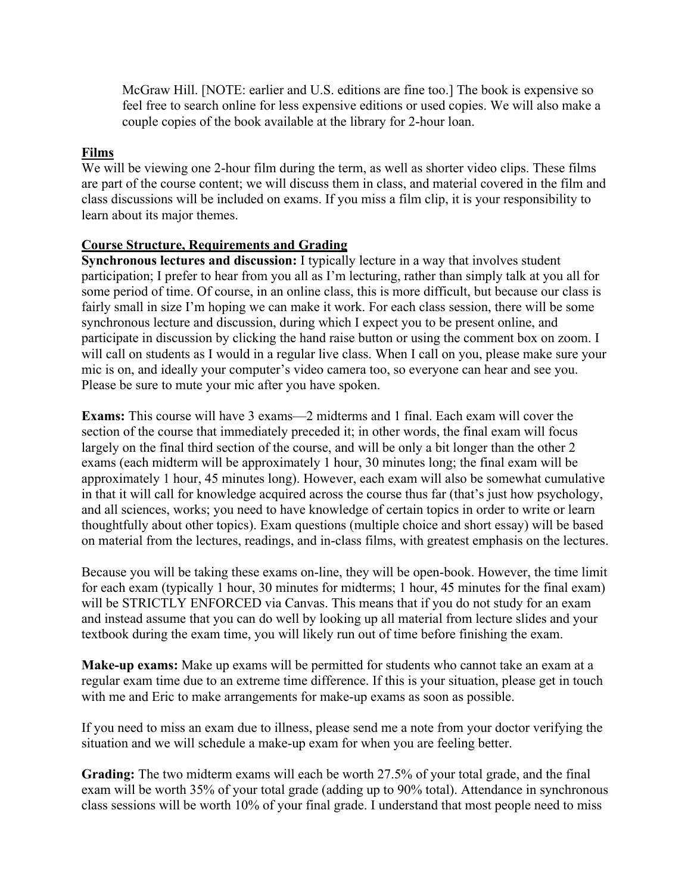McGraw Hill. [NOTE: earlier and U.S. editions are fine too.] The book is expensive so feel free to search online for less expensive editions or used copies. We will also make a couple copies of the book available at the library for 2-hour loan.

## Films

We will be viewing one 2-hour film during the term, as well as shorter video clips. These films are part of the course content; we will discuss them in class, and material covered in the film and class discussions will be included on exams. If you miss a film clip, it is your responsibility to learn about its major themes.

## Course Structure, Requirements and Grading

**Synchronous lectures and discussion:** I typically lecture in a way that involves student participation; I prefer to hear from you all as I'm lecturing, rather than simply talk at you all for some period of time. Of course, in an online class, this is more difficult, but because our class is fairly small in size I'm hoping we can make it work. For each class session, there will be some synchronous lecture and discussion, during which I expect you to be present online, and participate in discussion by clicking the hand raise button or using the comment box on zoom. I will call on students as I would in a regular live class. When I call on you, please make sure your mic is on, and ideally your computer's video camera too, so everyone can hear and see you. Please be sure to mute your mic after you have spoken.

**Exams:** This course will have 3 exams—2 midterms and 1 final. Each exam will cover the section of the course that immediately preceded it; in other words, the final exam will focus largely on the final third section of the course, and will be only a bit longer than the other 2 exams (each midterm will be approximately 1 hour, 30 minutes long; the final exam will be approximately 1 hour, 45 minutes long). However, each exam will also be somewhat cumulative in that it will call for knowledge acquired across the course thus far (that's just how psychology, and all sciences, works; you need to have knowledge of certain topics in order to write or learn thoughtfully about other topics). Exam questions (multiple choice and short essay) will be based on material from the lectures, readings, and in-class films, with greatest emphasis on the lectures.

Because you will be taking these exams on-line, they will be open-book. However, the time limit for each exam (typically 1 hour, 30 minutes for midterms; 1 hour, 45 minutes for the final exam) will be STRICTLY ENFORCED via Canvas. This means that if you do not study for an exam and instead assume that you can do well by looking up all material from lecture slides and your textbook during the exam time, you will likely run out of time before finishing the exam.

**Make-up exams:** Make up exams will be permitted for students who cannot take an exam at a regular exam time due to an extreme time difference. If this is your situation, please get in touch with me and Eric to make arrangements for make-up exams as soon as possible.

If you need to miss an exam due to illness, please send me a note from your doctor verifying the situation and we will schedule a make-up exam for when you are feeling better.

**Grading:** The two midterm exams will each be worth 27.5% of your total grade, and the final exam will be worth 35% of your total grade (adding up to 90% total). Attendance in synchronous class sessions will be worth 10% of your final grade. I understand that most people need to miss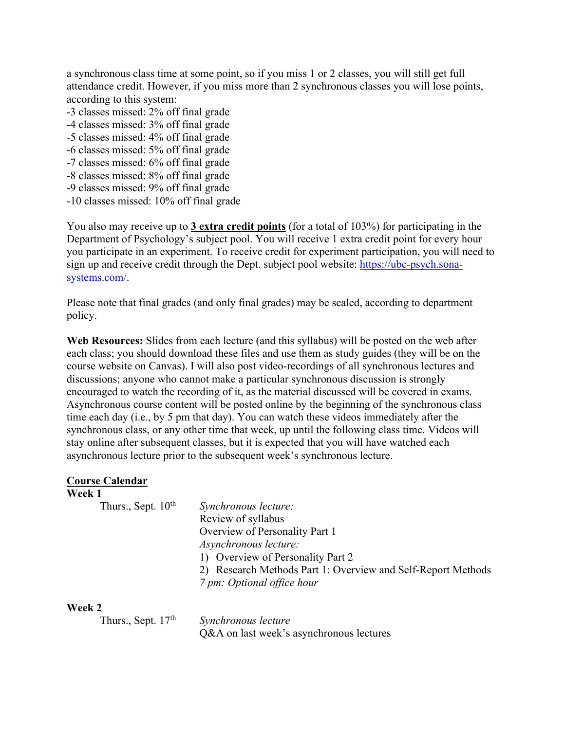a synchronous class time at some point, so if you miss 1 or 2 classes, you will still get full attendance credit. However, if you miss more than 2 synchronous classes you will lose points, according to this system:

-3 classes missed: 2% off final grade
-4 classes missed: 3% off final grade
-5 classes missed: 4% off final grade
-6 classes missed: 5% off final grade
-7 classes missed: 6% off final grade
-8 classes missed: 8% off final grade
-9 classes missed: 9% off final grade
-10 classes missed: 10% off final grade

You also may receive up to **3 extra credit points** (for a total of 103%) for participating in the Department of Psychology's subject pool. You will receive 1 extra credit point for every hour you participate in an experiment. To receive credit for experiment participation, you will need to sign up and receive credit through the Dept. subject pool website: https://ubc-psych.sona-systems.com/.

Please note that final grades (and only final grades) may be scaled, according to department policy.

**Web Resources:** Slides from each lecture (and this syllabus) will be posted on the web after each class; you should download these files and use them as study guides (they will be on the course website on Canvas). I will also post video-recordings of all synchronous lectures and discussions; anyone who cannot make a particular synchronous discussion is strongly encouraged to watch the recording of it, as the material discussed will be covered in exams. Asynchronous course content will be posted online by the beginning of the synchronous class time each day (i.e., by 5 pm that day). You can watch these videos immediately after the synchronous class, or any other time that week, up until the following class time. Videos will stay online after subsequent classes, but it is expected that you will have watched each asynchronous lecture prior to the subsequent week's synchronous lecture.

## Course Calendar

**Week 1**

Thurs., Sept. 10th

*Synchronous lecture:*
Review of syllabus
Overview of Personality Part 1
*Asynchronous lecture:*
1) Overview of Personality Part 2
2) Research Methods Part 1: Overview and Self-Report Methods
*7 pm: Optional office hour*

**Week 2**

Thurs., Sept. 17th

*Synchronous lecture*
Q&A on last week's asynchronous lectures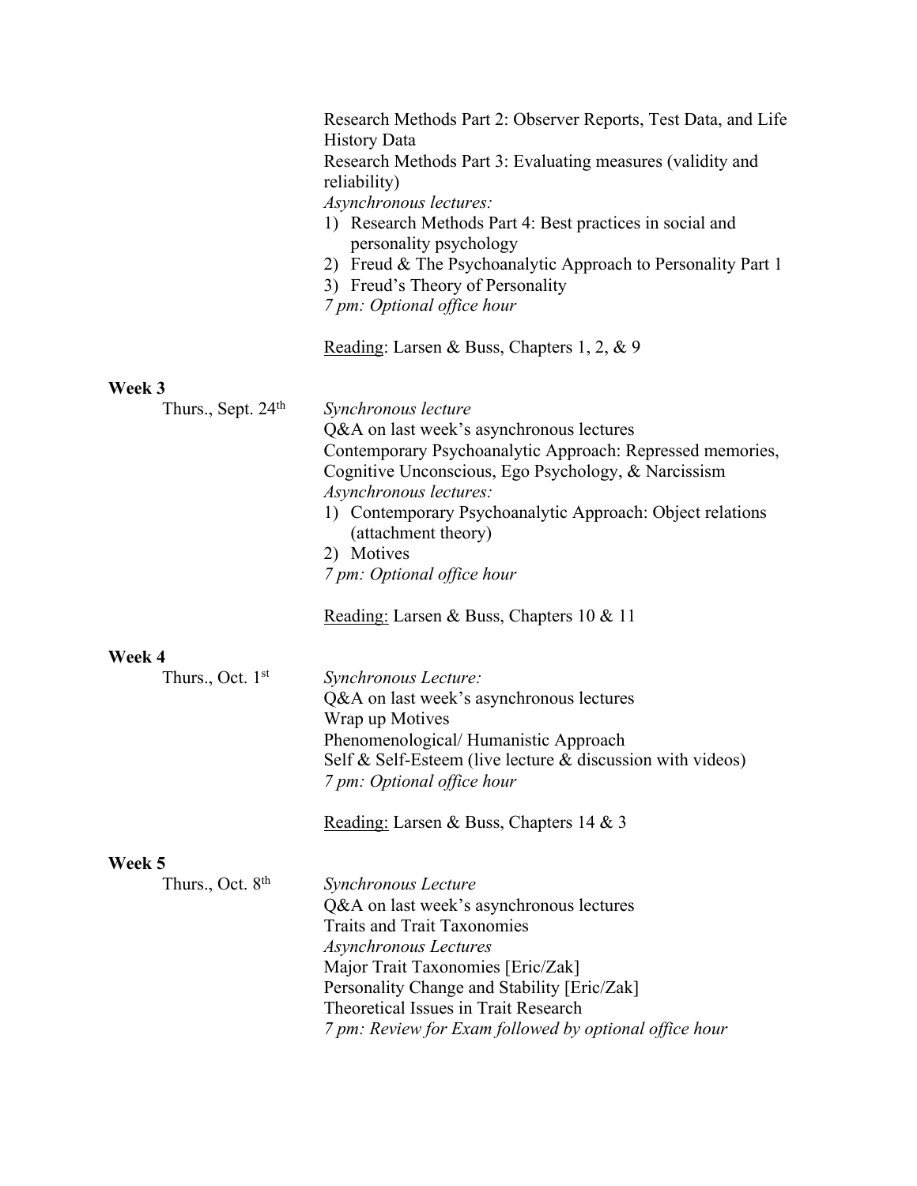Research Methods Part 2: Observer Reports, Test Data, and Life History Data
Research Methods Part 3: Evaluating measures (validity and reliability)
*Asynchronous lectures:*
1) Research Methods Part 4: Best practices in social and personality psychology
2) Freud & The Psychoanalytic Approach to Personality Part 1
3) Freud's Theory of Personality

*7 pm: Optional office hour*

Reading: Larsen & Buss, Chapters 1, 2, & 9

**Week 3**

Thurs., Sept. 24th

*Synchronous lecture*
Q&A on last week's asynchronous lectures
Contemporary Psychoanalytic Approach: Repressed memories, Cognitive Unconscious, Ego Psychology, & Narcissism
*Asynchronous lectures:*
1) Contemporary Psychoanalytic Approach: Object relations (attachment theory)
2) Motives

*7 pm: Optional office hour*

Reading: Larsen & Buss, Chapters 10 & 11

**Week 4**

Thurs., Oct. 1st

*Synchronous Lecture:*
Q&A on last week's asynchronous lectures
Wrap up Motives
Phenomenological/ Humanistic Approach
Self & Self-Esteem (live lecture & discussion with videos)
*7 pm: Optional office hour*

Reading: Larsen & Buss, Chapters 14 & 3

**Week 5**

Thurs., Oct. 8th

*Synchronous Lecture*
Q&A on last week's asynchronous lectures
Traits and Trait Taxonomies
*Asynchronous Lectures*
Major Trait Taxonomies [Eric/Zak]
Personality Change and Stability [Eric/Zak]
Theoretical Issues in Trait Research
*7 pm: Review for Exam followed by optional office hour*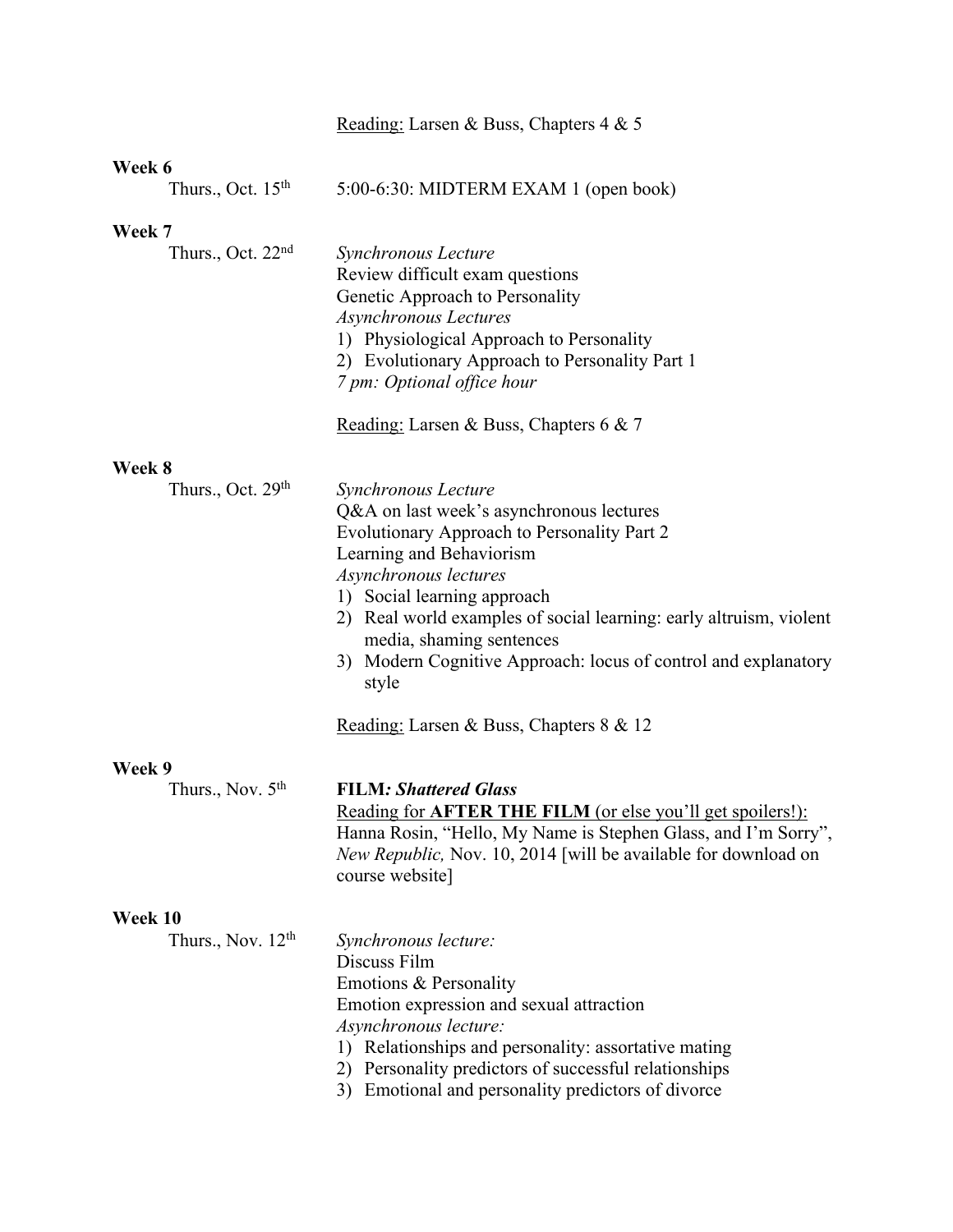Reading: Larsen & Buss, Chapters 4 & 5

**Week 6**

Thurs., Oct. 15th — 5:00-6:30: MIDTERM EXAM 1 (open book)

**Week 7**

Thurs., Oct. 22nd

*Synchronous Lecture*
Review difficult exam questions
Genetic Approach to Personality
*Asynchronous Lectures*
1) Physiological Approach to Personality
2) Evolutionary Approach to Personality Part 1

*7 pm: Optional office hour*

Reading: Larsen & Buss, Chapters 6 & 7

**Week 8**

Thurs., Oct. 29th

*Synchronous Lecture*
Q&A on last week's asynchronous lectures
Evolutionary Approach to Personality Part 2
Learning and Behaviorism
*Asynchronous lectures*
1) Social learning approach
2) Real world examples of social learning: early altruism, violent media, shaming sentences
3) Modern Cognitive Approach: locus of control and explanatory style

Reading: Larsen & Buss, Chapters 8 & 12

**Week 9**

Thurs., Nov. 5th

**FILM*: Shattered Glass***
Reading for **AFTER THE FILM** (or else you'll get spoilers!):
Hanna Rosin, "Hello, My Name is Stephen Glass, and I'm Sorry", *New Republic,* Nov. 10, 2014 [will be available for download on course website]

**Week 10**

Thurs., Nov. 12th

*Synchronous lecture:*
Discuss Film
Emotions & Personality
Emotion expression and sexual attraction
*Asynchronous lecture:*
1) Relationships and personality: assortative mating
2) Personality predictors of successful relationships
3) Emotional and personality predictors of divorce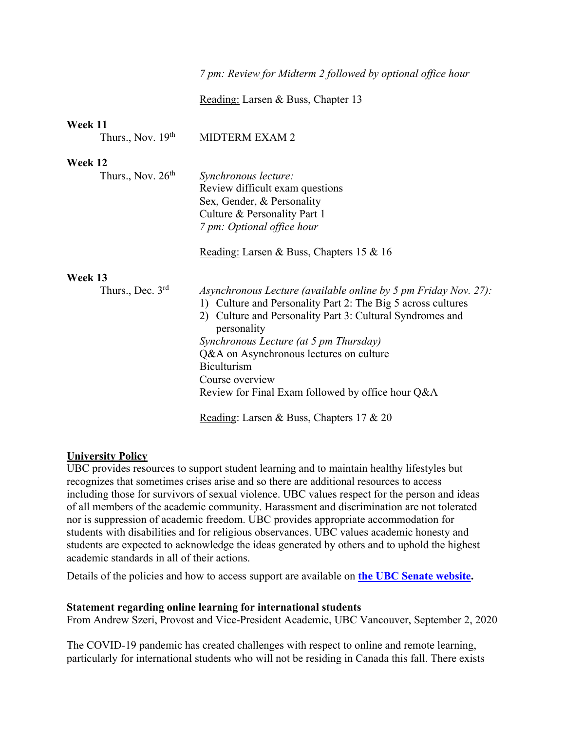*7 pm: Review for Midterm 2 followed by optional office hour*

Reading: Larsen & Buss, Chapter 13

**Week 11**

Thurs., Nov. 19th — MIDTERM EXAM 2

**Week 12**

Thurs., Nov. 26th — *Synchronous lecture:*
Review difficult exam questions
Sex, Gender, & Personality
Culture & Personality Part 1
*7 pm: Optional office hour*

Reading: Larsen & Buss, Chapters 15 & 16

**Week 13**

Thurs., Dec. 3rd — *Asynchronous Lecture (available online by 5 pm Friday Nov. 27):*

1) Culture and Personality Part 2: The Big 5 across cultures
2) Culture and Personality Part 3: Cultural Syndromes and personality

*Synchronous Lecture (at 5 pm Thursday)*
Q&A on Asynchronous lectures on culture
Biculturism
Course overview
Review for Final Exam followed by office hour Q&A

Reading: Larsen & Buss, Chapters 17 & 20

**University Policy**

UBC provides resources to support student learning and to maintain healthy lifestyles but recognizes that sometimes crises arise and so there are additional resources to access including those for survivors of sexual violence. UBC values respect for the person and ideas of all members of the academic community. Harassment and discrimination are not tolerated nor is suppression of academic freedom. UBC provides appropriate accommodation for students with disabilities and for religious observances. UBC values academic honesty and students are expected to acknowledge the ideas generated by others and to uphold the highest academic standards in all of their actions.

Details of the policies and how to access support are available on **the UBC Senate website**.

**Statement regarding online learning for international students**

From Andrew Szeri, Provost and Vice-President Academic, UBC Vancouver, September 2, 2020

The COVID-19 pandemic has created challenges with respect to online and remote learning, particularly for international students who will not be residing in Canada this fall. There exists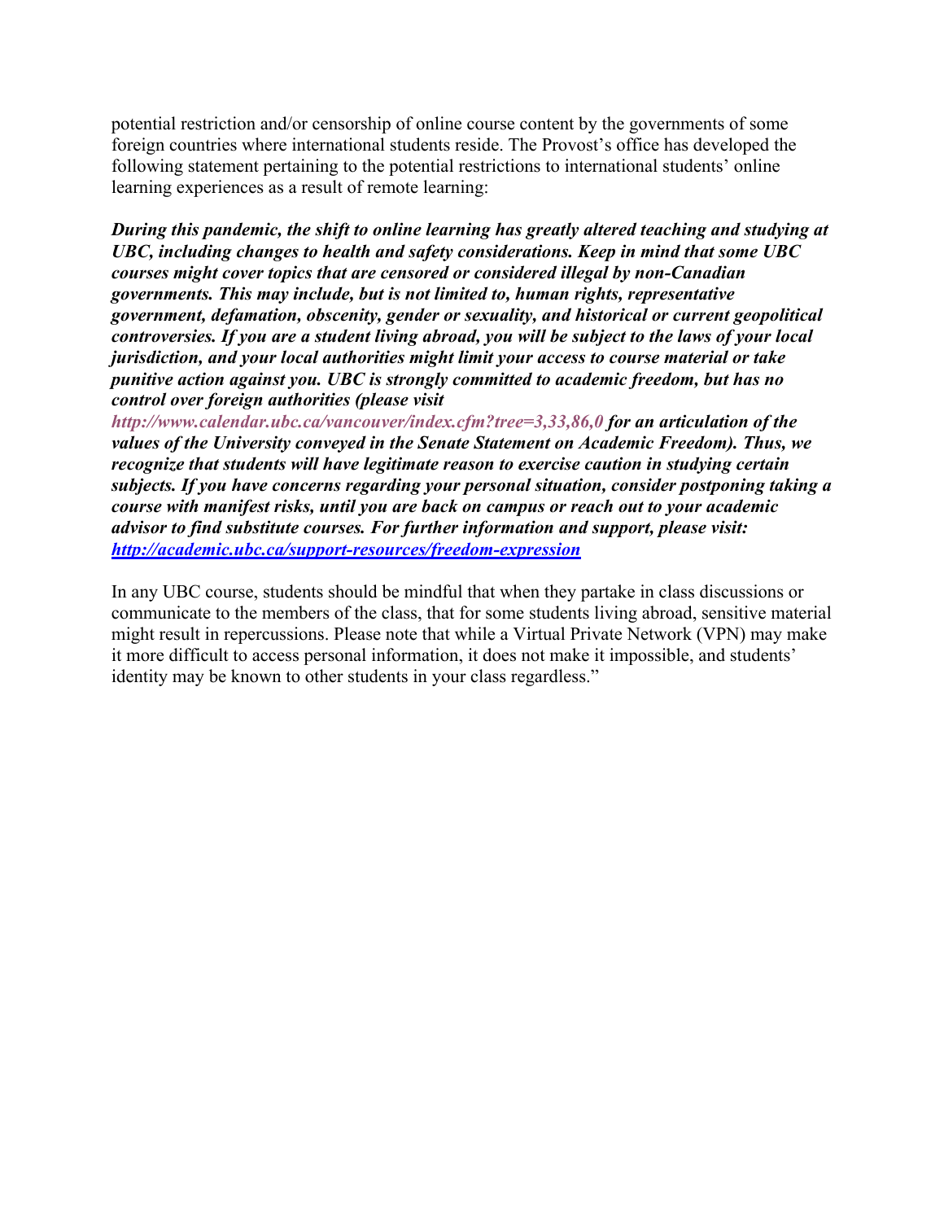potential restriction and/or censorship of online course content by the governments of some foreign countries where international students reside. The Provost's office has developed the following statement pertaining to the potential restrictions to international students' online learning experiences as a result of remote learning:

***During this pandemic, the shift to online learning has greatly altered teaching and studying at UBC, including changes to health and safety considerations. Keep in mind that some UBC courses might cover topics that are censored or considered illegal by non-Canadian governments. This may include, but is not limited to, human rights, representative government, defamation, obscenity, gender or sexuality, and historical or current geopolitical controversies. If you are a student living abroad, you will be subject to the laws of your local jurisdiction, and your local authorities might limit your access to course material or take punitive action against you. UBC is strongly committed to academic freedom, but has no control over foreign authorities (please visit http://www.calendar.ubc.ca/vancouver/index.cfm?tree=3,33,86,0 for an articulation of the values of the University conveyed in the Senate Statement on Academic Freedom). Thus, we recognize that students will have legitimate reason to exercise caution in studying certain subjects. If you have concerns regarding your personal situation, consider postponing taking a course with manifest risks, until you are back on campus or reach out to your academic advisor to find substitute courses. For further information and support, please visit: http://academic.ubc.ca/support-resources/freedom-expression***

In any UBC course, students should be mindful that when they partake in class discussions or communicate to the members of the class, that for some students living abroad, sensitive material might result in repercussions. Please note that while a Virtual Private Network (VPN) may make it more difficult to access personal information, it does not make it impossible, and students' identity may be known to other students in your class regardless."